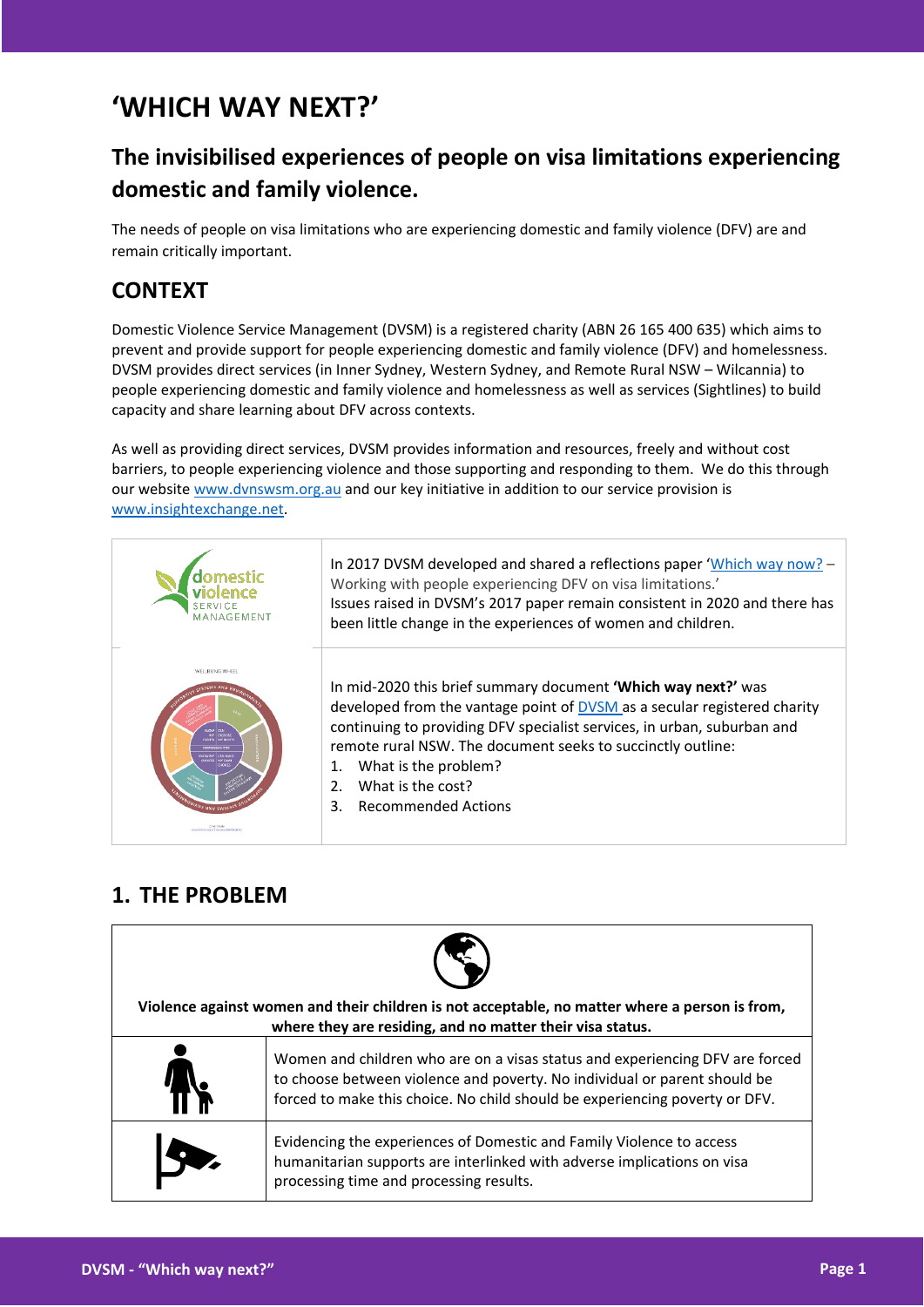# 'WHICH WAY NEXT?'

## The invisibilised experiences of people on visa limitations experiencing domestic and family violence.

The needs of people on visa limitations who are experiencing domestic and family violence (DFV) are and remain critically important.

## CONTEXT

Domestic Violence Service Management (DVSM) is a registered charity (ABN 26 165 400 635) which aims to prevent and provide support for people experiencing domestic and family violence (DFV) and homelessness. DVSM provides direct services (in Inner Sydney, Western Sydney, and Remote Rural NSW – Wilcannia) to people experiencing domestic and family violence and homelessness as well as services (Sightlines) to build capacity and share learning about DFV across contexts.

As well as providing direct services, DVSM provides information and resources, freely and without cost barriers, to people experiencing violence and those supporting and responding to them. We do this through our website www.dvnswsm.org.au and our key initiative in addition to our service provision is www.insightexchange.net.

In 2017 DVSM developed and shared a reflections paper 'Which way now? – Working with people experiencing DFV on visa limitations.' Issues raised in DVSM's 2017 paper remain consistent in 2020 and there has been little change in the experiences of women and children.

In mid-2020 this brief summary document **'Which way next?'** was developed from the vantage point of DVSM as a secular registered charity continuing to providing DFV specialist services, in urban, suburban and remote rural NSW. The document seeks to succinctly outline:

1. What is the problem?
2. What is the cost?
3. Recommended Actions

## 1. THE PROBLEM

**Violence against women and their children is not acceptable, no matter where a person is from, where they are residing, and no matter their visa status.**

Women and children who are on a visas status and experiencing DFV are forced to choose between violence and poverty. No individual or parent should be forced to make this choice. No child should be experiencing poverty or DFV.

Evidencing the experiences of Domestic and Family Violence to access humanitarian supports are interlinked with adverse implications on visa processing time and processing results.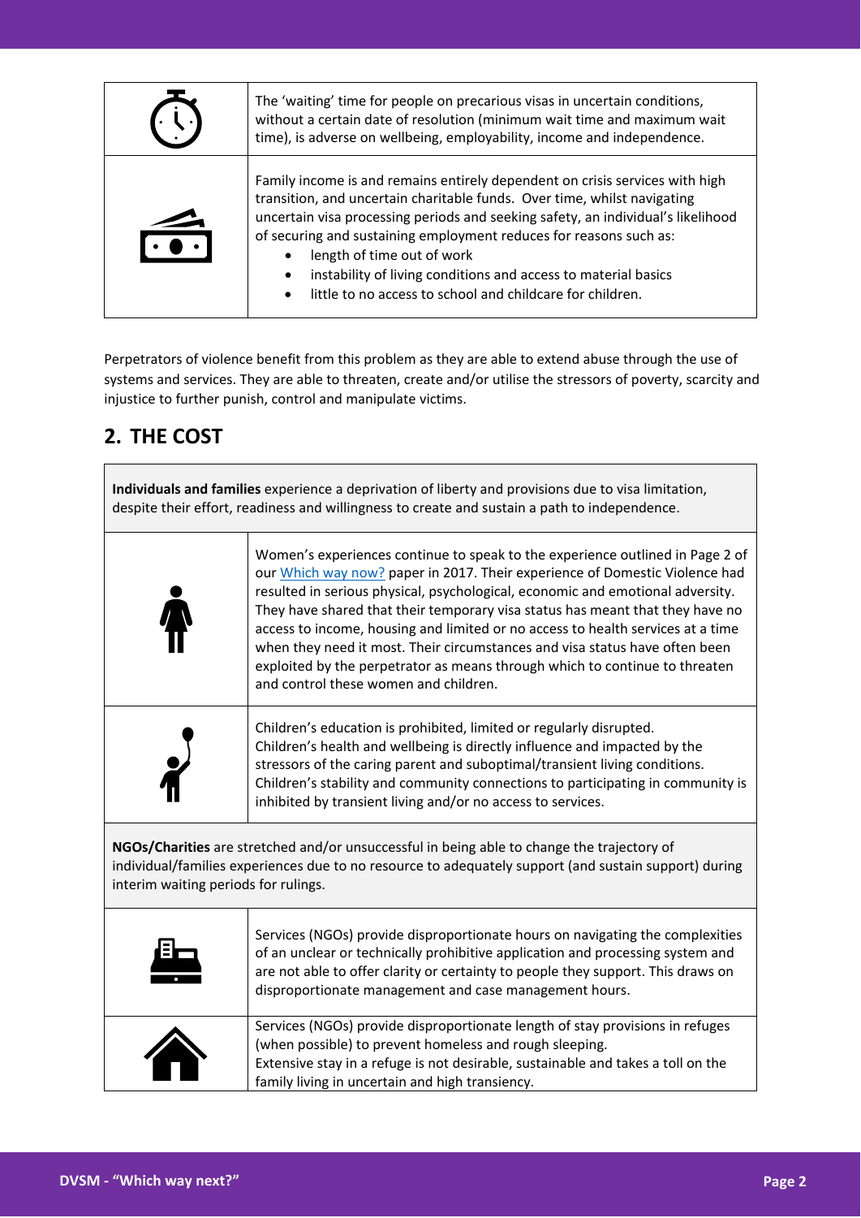| | |
|---|---|
| | The 'waiting' time for people on precarious visas in uncertain conditions, without a certain date of resolution (minimum wait time and maximum wait time), is adverse on wellbeing, employability, income and independence. |
| | Family income is and remains entirely dependent on crisis services with high transition, and uncertain charitable funds. Over time, whilst navigating uncertain visa processing periods and seeking safety, an individual's likelihood of securing and sustaining employment reduces for reasons such as: <br>• length of time out of work <br>• instability of living conditions and access to material basics <br>• little to no access to school and childcare for children. |

Perpetrators of violence benefit from this problem as they are able to extend abuse through the use of systems and services. They are able to threaten, create and/or utilise the stressors of poverty, scarcity and injustice to further punish, control and manipulate victims.

## 2. THE COST

**Individuals and families** experience a deprivation of liberty and provisions due to visa limitation, despite their effort, readiness and willingness to create and sustain a path to independence.

| | |
|---|---|
| | Women's experiences continue to speak to the experience outlined in Page 2 of our Which way now? paper in 2017. Their experience of Domestic Violence had resulted in serious physical, psychological, economic and emotional adversity. They have shared that their temporary visa status has meant that they have no access to income, housing and limited or no access to health services at a time when they need it most. Their circumstances and visa status have often been exploited by the perpetrator as means through which to continue to threaten and control these women and children. |
| | Children's education is prohibited, limited or regularly disrupted. Children's health and wellbeing is directly influence and impacted by the stressors of the caring parent and suboptimal/transient living conditions. Children's stability and community connections to participating in community is inhibited by transient living and/or no access to services. |

**NGOs/Charities** are stretched and/or unsuccessful in being able to change the trajectory of individual/families experiences due to no resource to adequately support (and sustain support) during interim waiting periods for rulings.

| | |
|---|---|
| | Services (NGOs) provide disproportionate hours on navigating the complexities of an unclear or technically prohibitive application and processing system and are not able to offer clarity or certainty to people they support. This draws on disproportionate management and case management hours. |
| | Services (NGOs) provide disproportionate length of stay provisions in refuges (when possible) to prevent homeless and rough sleeping. <br>Extensive stay in a refuge is not desirable, sustainable and takes a toll on the family living in uncertain and high transiency. |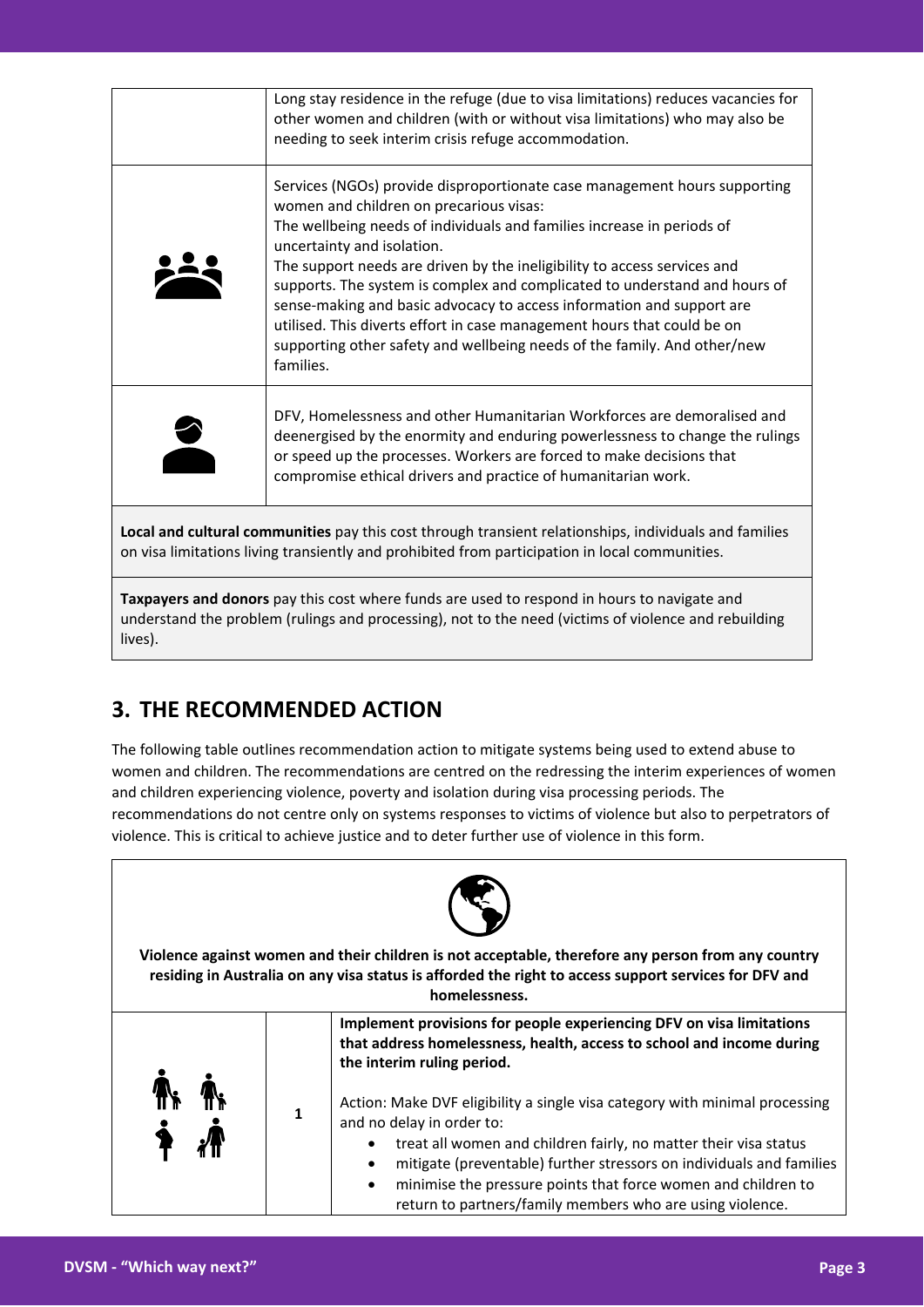| | |
|---|---|
| | Long stay residence in the refuge (due to visa limitations) reduces vacancies for other women and children (with or without visa limitations) who may also be needing to seek interim crisis refuge accommodation. |
| | Services (NGOs) provide disproportionate case management hours supporting women and children on precarious visas:<br>The wellbeing needs of individuals and families increase in periods of uncertainty and isolation.<br>The support needs are driven by the ineligibility to access services and supports. The system is complex and complicated to understand and hours of sense-making and basic advocacy to access information and support are utilised. This diverts effort in case management hours that could be on supporting other safety and wellbeing needs of the family. And other/new families. |
| | DFV, Homelessness and other Humanitarian Workforces are demoralised and deenergised by the enormity and enduring powerlessness to change the rulings or speed up the processes. Workers are forced to make decisions that compromise ethical drivers and practice of humanitarian work. |
| **Local and cultural communities** pay this cost through transient relationships, individuals and families on visa limitations living transiently and prohibited from participation in local communities. | |
| **Taxpayers and donors** pay this cost where funds are used to respond in hours to navigate and understand the problem (rulings and processing), not to the need (victims of violence and rebuilding lives). | |

## 3. THE RECOMMENDED ACTION

The following table outlines recommendation action to mitigate systems being used to extend abuse to women and children. The recommendations are centred on the redressing the interim experiences of women and children experiencing violence, poverty and isolation during visa processing periods. The recommendations do not centre only on systems responses to victims of violence but also to perpetrators of violence. This is critical to achieve justice and to deter further use of violence in this form.

| | | |
|---|---|---|
| **Violence against women and their children is not acceptable, therefore any person from any country residing in Australia on any visa status is afforded the right to access support services for DFV and homelessness.** | | |
| | 1 | **Implement provisions for people experiencing DFV on visa limitations that address homelessness, health, access to school and income during the interim ruling period.**<br><br>Action: Make DVF eligibility a single visa category with minimal processing and no delay in order to:<br>• treat all women and children fairly, no matter their visa status<br>• mitigate (preventable) further stressors on individuals and families<br>• minimise the pressure points that force women and children to return to partners/family members who are using violence. |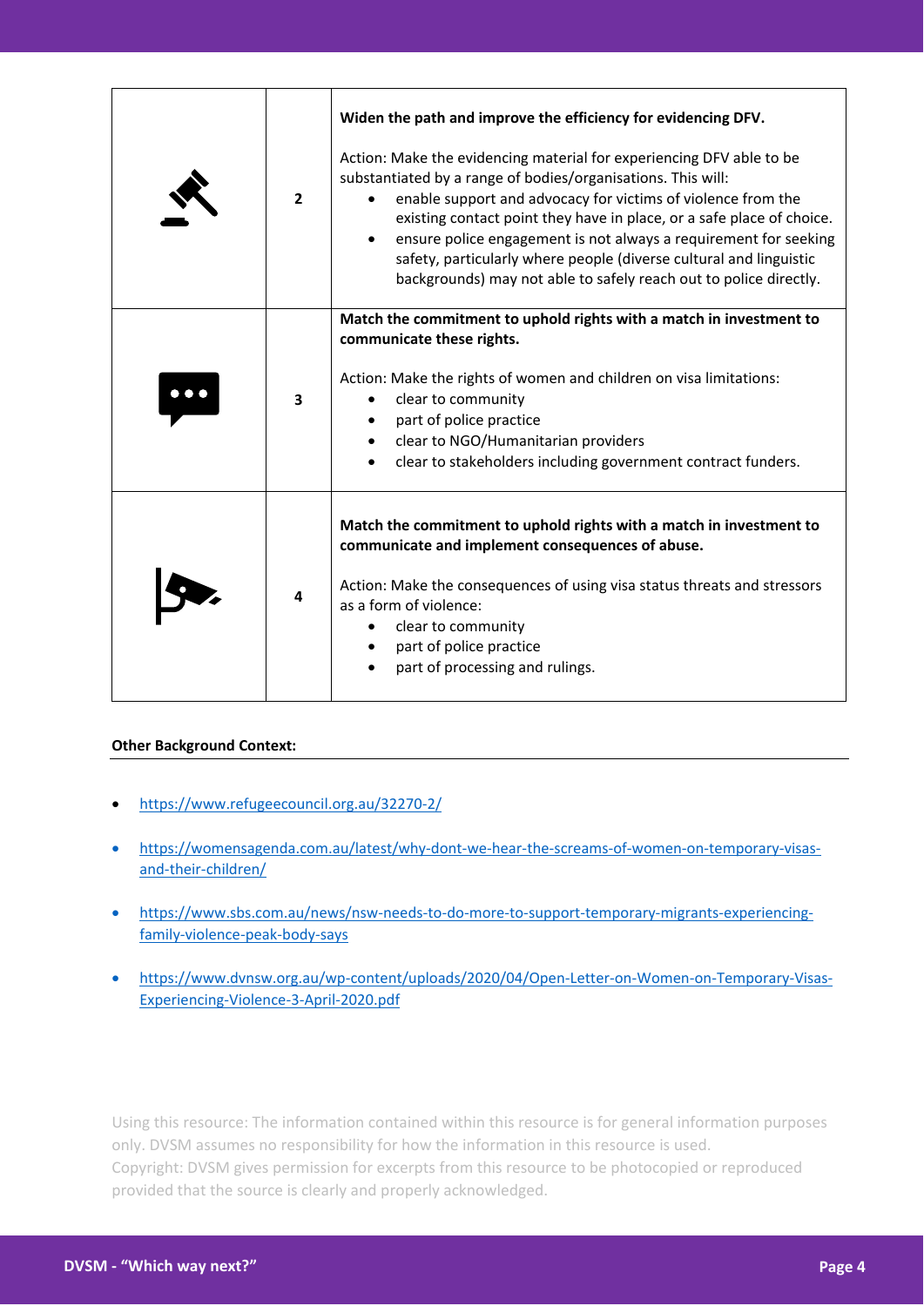| | | |
|---|---|---|
| | 2 | **Widen the path and improve the efficiency for evidencing DFV.**<br><br>Action: Make the evidencing material for experiencing DFV able to be substantiated by a range of bodies/organisations. This will:<br>• enable support and advocacy for victims of violence from the existing contact point they have in place, or a safe place of choice.<br>• ensure police engagement is not always a requirement for seeking safety, particularly where people (diverse cultural and linguistic backgrounds) may not able to safely reach out to police directly. |
| | 3 | **Match the commitment to uphold rights with a match in investment to communicate these rights.**<br><br>Action: Make the rights of women and children on visa limitations:<br>• clear to community<br>• part of police practice<br>• clear to NGO/Humanitarian providers<br>• clear to stakeholders including government contract funders. |
| | 4 | **Match the commitment to uphold rights with a match in investment to communicate and implement consequences of abuse.**<br><br>Action: Make the consequences of using visa status threats and stressors as a form of violence:<br>• clear to community<br>• part of police practice<br>• part of processing and rulings. |

**Other Background Context:**

- https://www.refugeecouncil.org.au/32270-2/
- https://womensagenda.com.au/latest/why-dont-we-hear-the-screams-of-women-on-temporary-visas-and-their-children/
- https://www.sbs.com.au/news/nsw-needs-to-do-more-to-support-temporary-migrants-experiencing-family-violence-peak-body-says
- https://www.dvnsw.org.au/wp-content/uploads/2020/04/Open-Letter-on-Women-on-Temporary-Visas-Experiencing-Violence-3-April-2020.pdf

Using this resource: The information contained within this resource is for general information purposes only. DVSM assumes no responsibility for how the information in this resource is used.
Copyright: DVSM gives permission for excerpts from this resource to be photocopied or reproduced provided that the source is clearly and properly acknowledged.